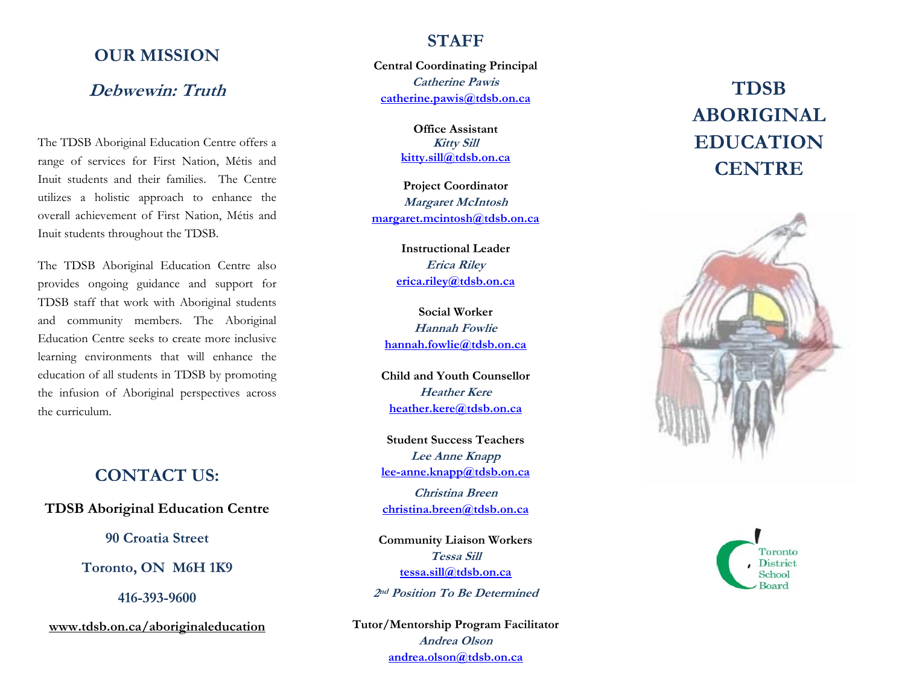## OUR MISSION

### *Debwewin: Truth*

The TDSB Aboriginal Education Centre offers a range of services for First Nation, Métis and Inuit students and their families. The Centre utilizes a holistic approach to enhance the overall achievement of First Nation, Métis and Inuit students throughout the TDSB.

The TDSB Aboriginal Education Centre also provides ongoing guidance and support for TDSB staff that work with Aboriginal students and community members. The Aboriginal Education Centre seeks to create more inclusive learning environments that will enhance the education of all students in TDSB by promoting the infusion of Aboriginal perspectives across the curriculum.

## CONTACT US:

**TDSB Aboriginal Education Centre**

**90 Croatia Street**

**Toronto, ON M6H 1K9**

**416-393-9600**

**www.tdsb.on.ca/aboriginaleducation**

## STAFF

**Central Coordinating Principal**
*Catherine Pawis*
catherine.pawis@tdsb.on.ca

**Office Assistant**
*Kitty Sill*
kitty.sill@tdsb.on.ca

**Project Coordinator**
*Margaret McIntosh*
margaret.mcintosh@tdsb.on.ca

**Instructional Leader**
*Erica Riley*
erica.riley@tdsb.on.ca

**Social Worker**
*Hannah Fowlie*
hannah.fowlie@tdsb.on.ca

**Child and Youth Counsellor**
*Heather Kere*
heather.kere@tdsb.on.ca

**Student Success Teachers**
*Lee Anne Knapp*
lee-anne.knapp@tdsb.on.ca

*Christina Breen*
christina.breen@tdsb.on.ca

**Community Liaison Workers**
*Tessa Sill*
tessa.sill@tdsb.on.ca

*2nd Position To Be Determined*

**Tutor/Mentorship Program Facilitator**
*Andrea Olson*
andrea.olson@tdsb.on.ca

# TDSB ABORIGINAL EDUCATION CENTRE

Toronto District School Board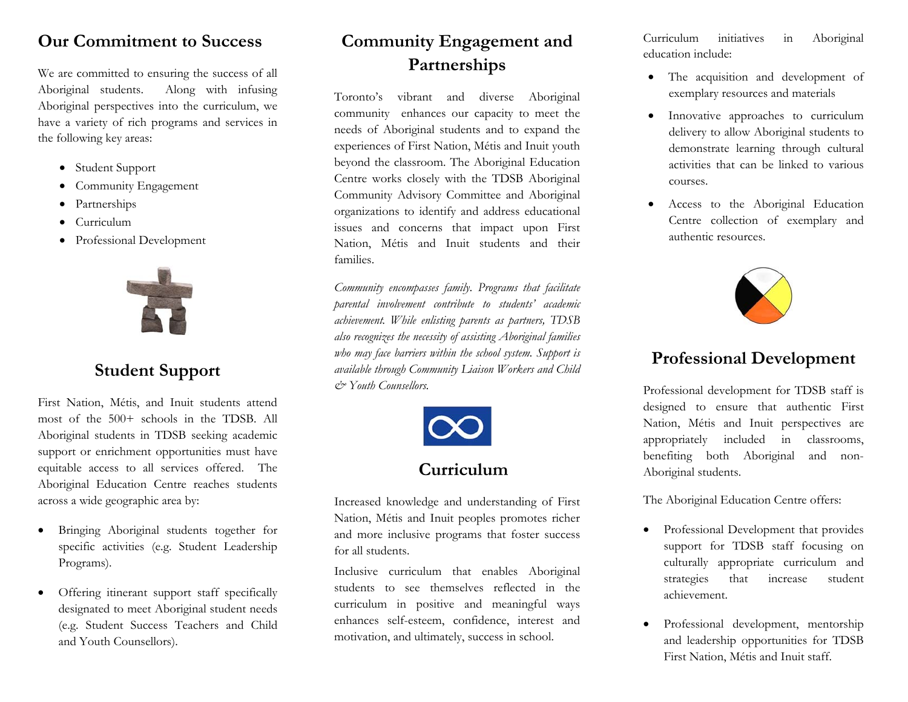## Our Commitment to Success

We are committed to ensuring the success of all Aboriginal students. Along with infusing Aboriginal perspectives into the curriculum, we have a variety of rich programs and services in the following key areas:

- Student Support
- Community Engagement
- Partnerships
- Curriculum
- Professional Development

## Student Support

First Nation, Métis, and Inuit students attend most of the 500+ schools in the TDSB. All Aboriginal students in TDSB seeking academic support or enrichment opportunities must have equitable access to all services offered. The Aboriginal Education Centre reaches students across a wide geographic area by:

- Bringing Aboriginal students together for specific activities (e.g. Student Leadership Programs).
- Offering itinerant support staff specifically designated to meet Aboriginal student needs (e.g. Student Success Teachers and Child and Youth Counsellors).

## Community Engagement and Partnerships

Toronto's vibrant and diverse Aboriginal community enhances our capacity to meet the needs of Aboriginal students and to expand the experiences of First Nation, Métis and Inuit youth beyond the classroom. The Aboriginal Education Centre works closely with the TDSB Aboriginal Community Advisory Committee and Aboriginal organizations to identify and address educational issues and concerns that impact upon First Nation, Métis and Inuit students and their families.

*Community encompasses family. Programs that facilitate parental involvement contribute to students' academic achievement. While enlisting parents as partners, TDSB also recognizes the necessity of assisting Aboriginal families who may face barriers within the school system. Support is available through Community Liaison Workers and Child & Youth Counsellors.*

## Curriculum

Increased knowledge and understanding of First Nation, Métis and Inuit peoples promotes richer and more inclusive programs that foster success for all students.

Inclusive curriculum that enables Aboriginal students to see themselves reflected in the curriculum in positive and meaningful ways enhances self-esteem, confidence, interest and motivation, and ultimately, success in school.

Curriculum initiatives in Aboriginal education include:

- The acquisition and development of exemplary resources and materials
- Innovative approaches to curriculum delivery to allow Aboriginal students to demonstrate learning through cultural activities that can be linked to various courses.
- Access to the Aboriginal Education Centre collection of exemplary and authentic resources.

## Professional Development

Professional development for TDSB staff is designed to ensure that authentic First Nation, Métis and Inuit perspectives are appropriately included in classrooms, benefiting both Aboriginal and non-Aboriginal students.

The Aboriginal Education Centre offers:

- Professional Development that provides support for TDSB staff focusing on culturally appropriate curriculum and strategies that increase student achievement.
- Professional development, mentorship and leadership opportunities for TDSB First Nation, Métis and Inuit staff.